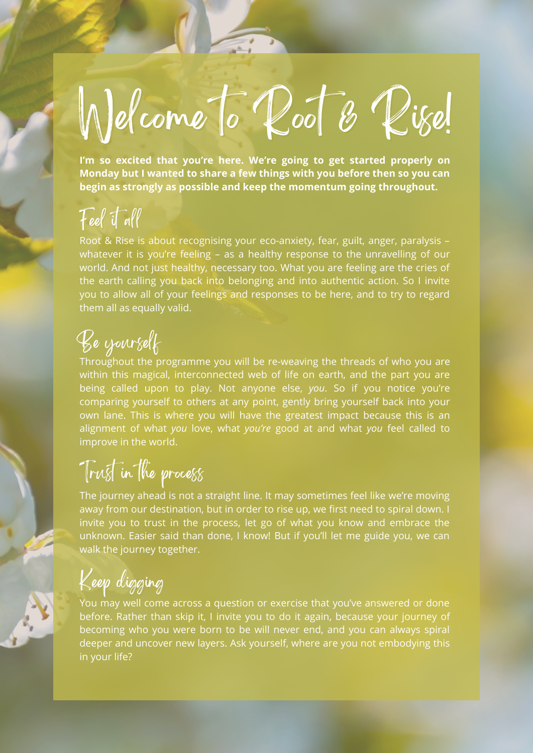# Welcome to Root & Rise!

**I'm so excited that you're here. We're going to get started properly on Monday but I wanted to share a few things with you before then so you can begin as strongly as possible and keep the momentum going throughout.**

## Feel it all

Root & Rise is about recognising your eco-anxiety, fear, guilt, anger, paralysis – whatever it is you're feeling – as a healthy response to the unravelling of our world. And not just healthy, necessary too. What you are feeling are the cries of the earth calling you back into belonging and into authentic action. So I invite you to allow all of your feelings and responses to be here, and to try to regard them all as equally valid.

## Be yourself

Throughout the programme you will be re-weaving the threads of who you are within this magical, interconnected web of life on earth, and the part you are being called upon to play. Not anyone else, *you*. So if you notice you're comparing yourself to others at any point, gently bring yourself back into your own lane. This is where you will have the greatest impact because this is an alignment of what *you* love, what *you're* good at and what *you* feel called to improve in the world.

## Trust in the process

The journey ahead is not a straight line. It may sometimes feel like we're moving away from our destination, but in order to rise up, we first need to spiral down. I invite you to trust in the process, let go of what you know and embrace the unknown. Easier said than done, I know! But if you'll let me guide you, we can walk the journey together.

## Keep digging

You may well come across a question or exercise that you've answered or done before. Rather than skip it, I invite you to do it again, because your journey of becoming who you were born to be will never end, and you can always spiral deeper and uncover new layers. Ask yourself, where are you not embodying this in your life?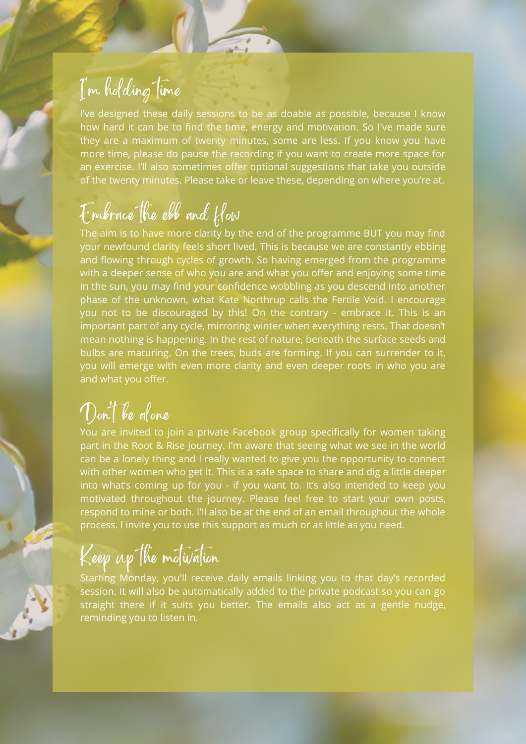## I'm holding time

I've designed these daily sessions to be as doable as possible, because I know how hard it can be to find the time, energy and motivation. So I've made sure they are a maximum of twenty minutes, some are less. If you know you have more time, please do pause the recording if you want to create more space for an exercise. I'll also sometimes offer optional suggestions that take you outside of the twenty minutes. Please take or leave these, depending on where you're at.

## Embrace the ebb and flow

The aim is to have more clarity by the end of the programme BUT you may find your newfound clarity feels short lived. This is because we are constantly ebbing and flowing through cycles of growth. So having emerged from the programme with a deeper sense of who you are and what you offer and enjoying some time in the sun, you may find your confidence wobbling as you descend into another phase of the unknown, what Kate Northrup calls the Fertile Void. I encourage you not to be discouraged by this! On the contrary - embrace it. This is an important part of any cycle, mirroring winter when everything rests. That doesn't mean nothing is happening. In the rest of nature, beneath the surface seeds and bulbs are maturing. On the trees, buds are forming. If you can surrender to it, you will emerge with even more clarity and even deeper roots in who you are and what you offer.

## Don't be alone

You are invited to join a private Facebook group specifically for women taking part in the Root & Rise journey. I'm aware that seeing what we see in the world can be a lonely thing and I really wanted to give you the opportunity to connect with other women who get it. This is a safe space to share and dig a little deeper into what's coming up for you - if you want to. It's also intended to keep you motivated throughout the journey. Please feel free to start your own posts, respond to mine or both. I'll also be at the end of an email throughout the whole process. I invite you to use this support as much or as little as you need.

## Keep up the motivation

Starting Monday, you'll receive daily emails linking you to that day's recorded session. It will also be automatically added to the private podcast so you can go straight there if it suits you better. The emails also act as a gentle nudge, reminding you to listen in.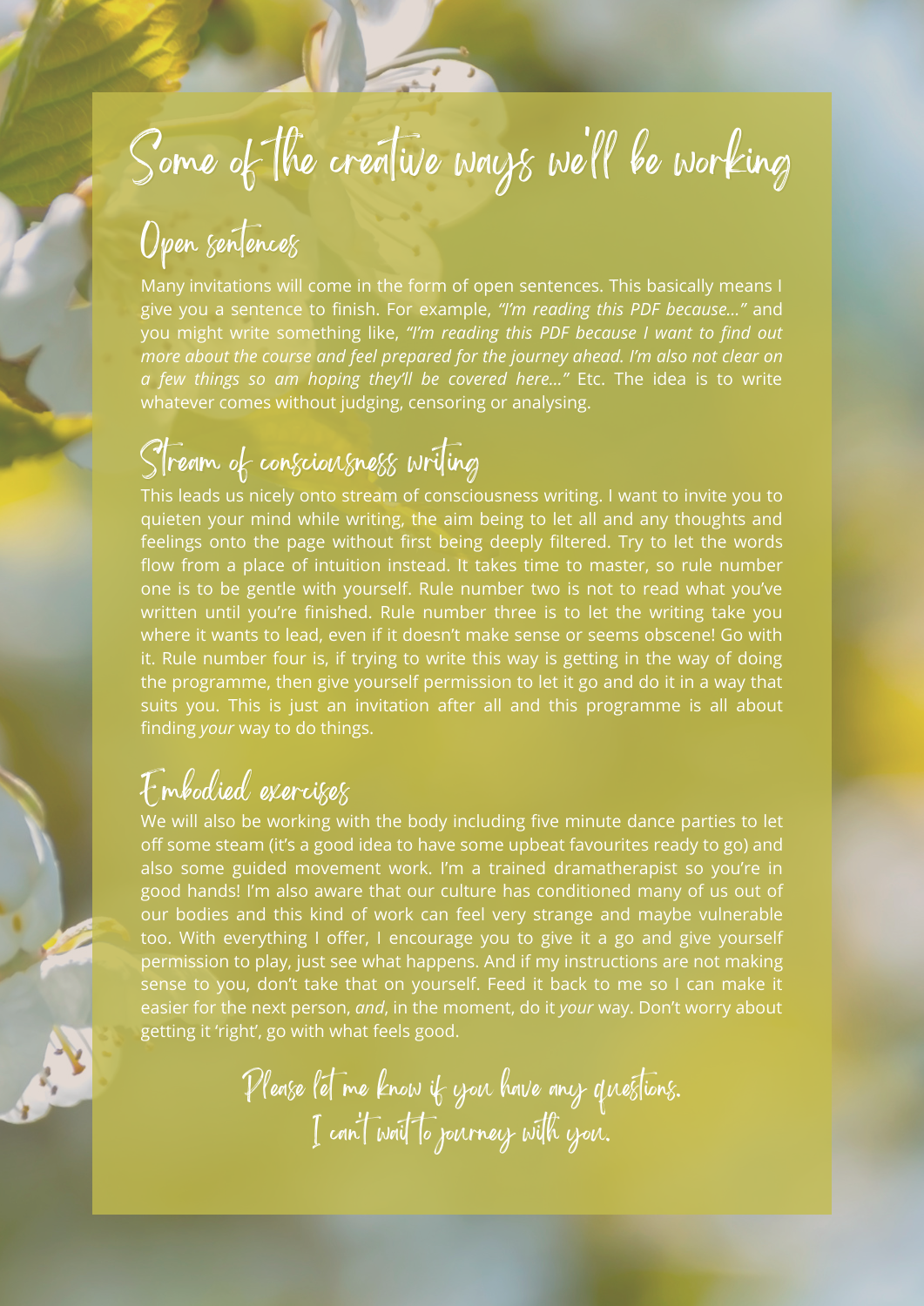# Some of the creative ways we'll be working

## Open sentences

Many invitations will come in the form of open sentences. This basically means I give you a sentence to finish. For example, *"I'm reading this PDF because..."* and you might write something like, *"I'm reading this PDF because I want to find out more about the course and feel prepared for the journey ahead. I'm also not clear on a few things so am hoping they'll be covered here..."* Etc. The idea is to write whatever comes without judging, censoring or analysing.

## Stream of consciousness writing

This leads us nicely onto stream of consciousness writing. I want to invite you to quieten your mind while writing, the aim being to let all and any thoughts and feelings onto the page without first being deeply filtered. Try to let the words flow from a place of intuition instead. It takes time to master, so rule number one is to be gentle with yourself. Rule number two is not to read what you've written until you're finished. Rule number three is to let the writing take you where it wants to lead, even if it doesn't make sense or seems obscene! Go with it. Rule number four is, if trying to write this way is getting in the way of doing the programme, then give yourself permission to let it go and do it in a way that suits you. This is just an invitation after all and this programme is all about finding *your* way to do things.

## Embodied exercises

We will also be working with the body including five minute dance parties to let off some steam (it's a good idea to have some upbeat favourites ready to go) and also some guided movement work. I'm a trained dramatherapist so you're in good hands! I'm also aware that our culture has conditioned many of us out of our bodies and this kind of work can feel very strange and maybe vulnerable too. With everything I offer, I encourage you to give it a go and give yourself permission to play, just see what happens. And if my instructions are not making sense to you, don't take that on yourself. Feed it back to me so I can make it easier for the next person, *and*, in the moment, do it *your* way. Don't worry about getting it 'right', go with what feels good.

Please let me know if you have any questions.
I can't wait to journey with you.